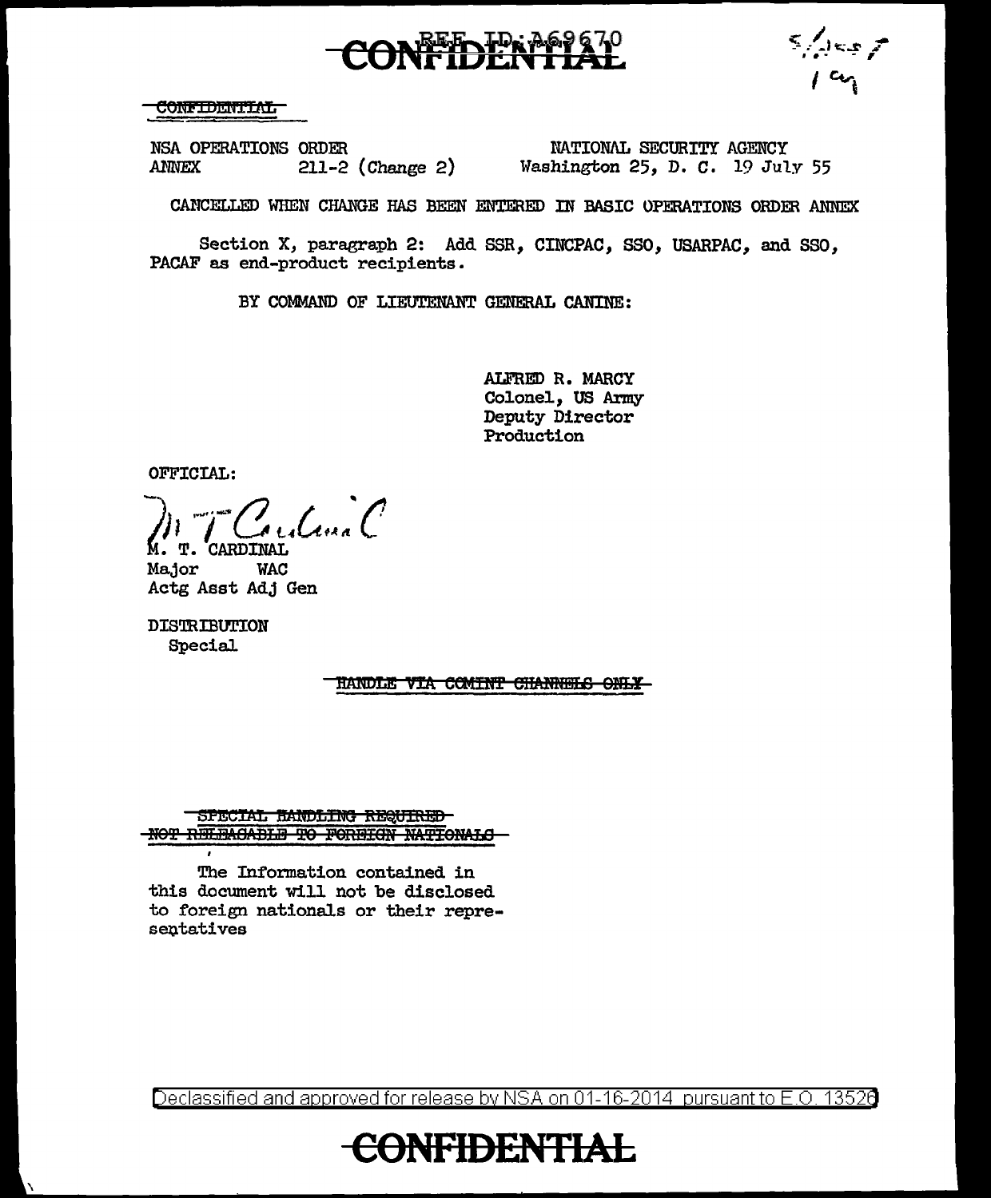CONFIDENTIAL

REF ID:A69670

~~CONFIDENTIAL~~

NSA OPERATIONS ORDER
ANNEX 211-2 (Change 2)

NATIONAL SECURITY AGENCY
Washington 25, D. C. 19 July 55

CANCELLED WHEN CHANGE HAS BEEN ENTERED IN BASIC OPERATIONS ORDER ANNEX

Section X, paragraph 2: Add SSR, CINCPAC, SSO, USARPAC, and SSO, PACAF as end-product recipients.

BY COMMAND OF LIEUTENANT GENERAL CANINE:

ALFRED R. MARCY
Colonel, US Army
Deputy Director
Production

OFFICIAL:

M. T. CARDINAL
Major WAC
Actg Asst Adj Gen

DISTRIBUTION
Special

~~HANDLE VIA COMINT CHANNELS ONLY~~

~~SPECIAL HANDLING REQUIRED~~
~~NOT RELEASABLE TO FOREIGN NATIONALS~~

The Information contained in this document will not be disclosed to foreign nationals or their representatives

Declassified and approved for release by NSA on 01-16-2014 pursuant to E.O. 13526

CONFIDENTIAL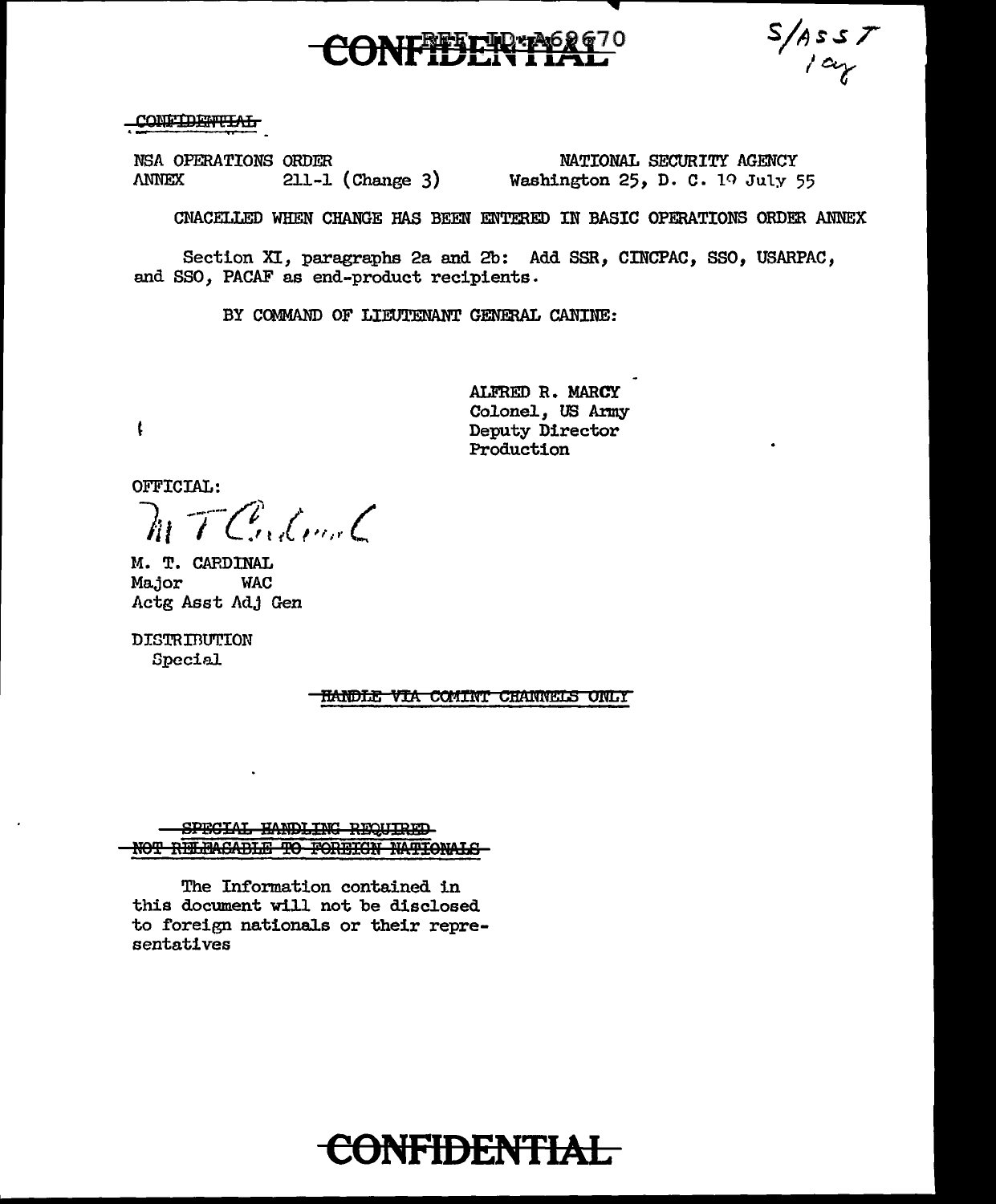**CONFIDENTIAL**

REF ID:A62670

S/ASST
1 cy

~~CONFIDENTIAL~~

NSA OPERATIONS ORDER
ANNEX 211-1 (Change 3)

NATIONAL SECURITY AGENCY
Washington 25, D. C. 19 July 55

CNACELLED WHEN CHANGE HAS BEEN ENTERED IN BASIC OPERATIONS ORDER ANNEX

Section XI, paragraphs 2a and 2b: Add SSR, CINCPAC, SSO, USARPAC, and SSO, PACAF as end-product recipients.

BY COMMAND OF LIEUTENANT GENERAL CANINE:

ALFRED R. MARCY
Colonel, US Army
Deputy Director
Production

OFFICIAL:

M T Cardinal

M. T. CARDINAL
Major WAC
Actg Asst Adj Gen

DISTRIBUTION
Special

~~HANDLE VIA COMINT CHANNELS ONLY~~

~~SPECIAL HANDLING REQUIRED~~
~~NOT RELEASABLE TO FOREIGN NATIONALS~~

The Information contained in this document will not be disclosed to foreign nationals or their representatives

**CONFIDENTIAL**